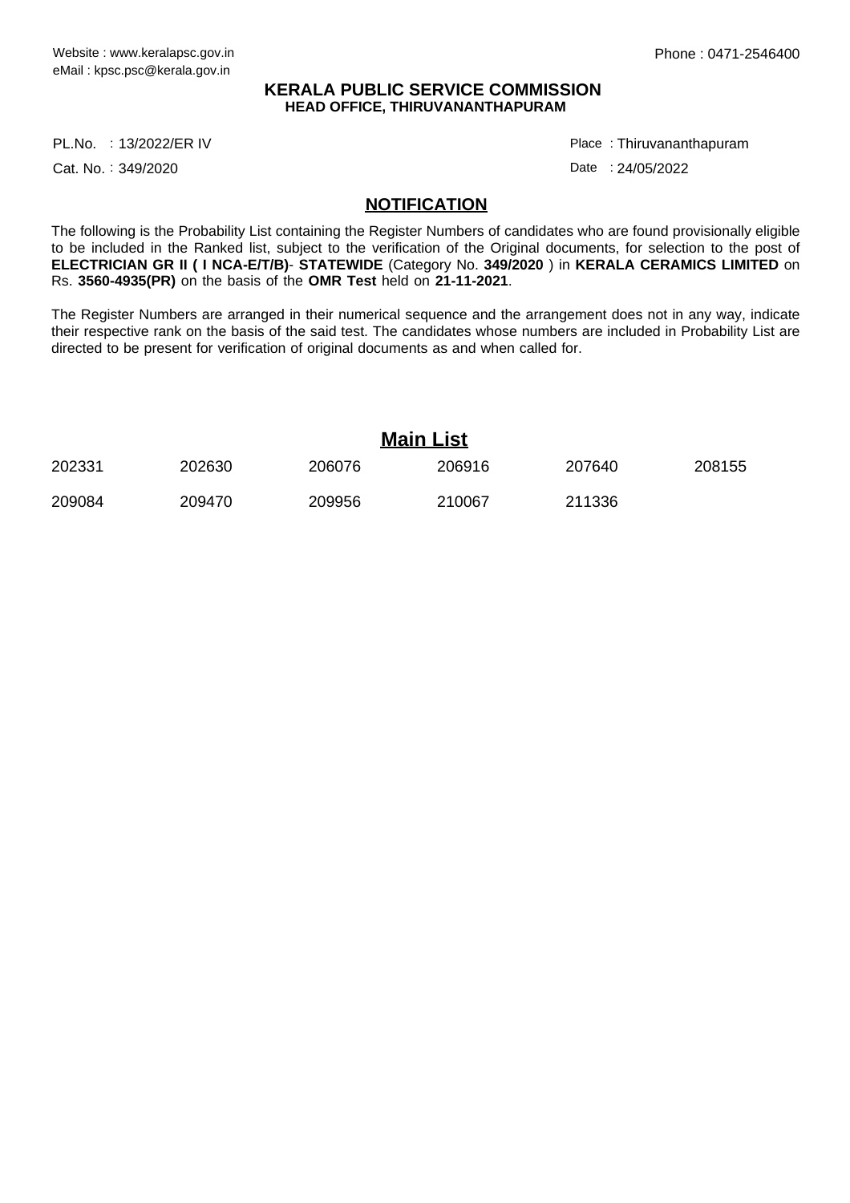Website : www.keralapsc.gov.in
eMail : kpsc.psc@kerala.gov.in

Phone : 0471-2546400

**KERALA PUBLIC SERVICE COMMISSION**
**HEAD OFFICE, THIRUVANANTHAPURAM**

PL.No. : 13/2022/ER IV
Cat. No. : 349/2020

Place : Thiruvananthapuram
Date : 24/05/2022

## NOTIFICATION

The following is the Probability List containing the Register Numbers of candidates who are found provisionally eligible to be included in the Ranked list, subject to the verification of the Original documents, for selection to the post of **ELECTRICIAN GR II ( I NCA-E/T/B)**- **STATEWIDE** (Category No. **349/2020** ) in **KERALA CERAMICS LIMITED** on Rs. **3560-4935(PR)** on the basis of the **OMR Test** held on **21-11-2021**.

The Register Numbers are arranged in their numerical sequence and the arrangement does not in any way, indicate their respective rank on the basis of the said test. The candidates whose numbers are included in Probability List are directed to be present for verification of original documents as and when called for.

## Main List

| | | | | | |
|---|---|---|---|---|---|
| 202331 | 202630 | 206076 | 206916 | 207640 | 208155 |
| 209084 | 209470 | 209956 | 210067 | 211336 | |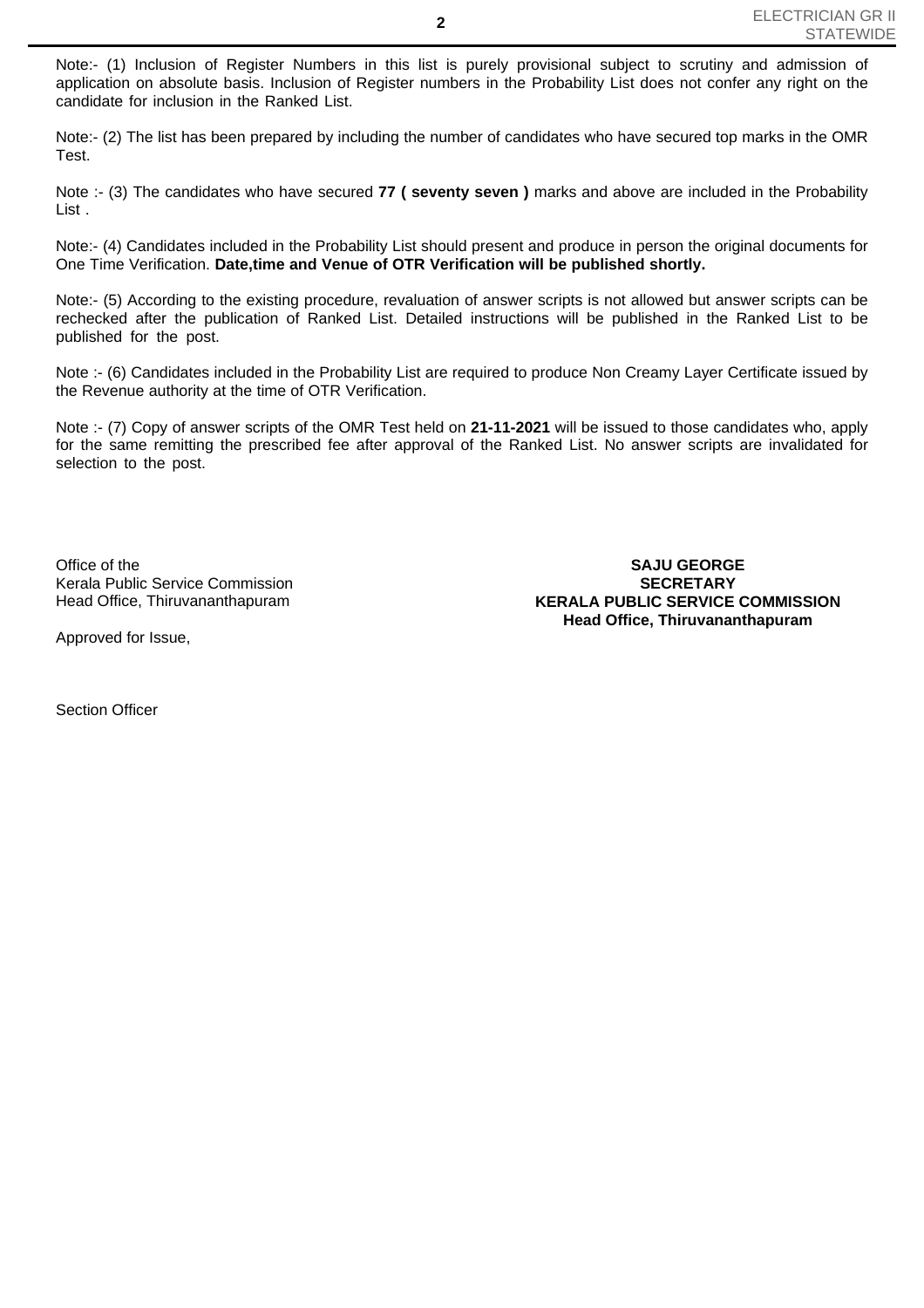Note:- (1) Inclusion of Register Numbers in this list is purely provisional subject to scrutiny and admission of application on absolute basis. Inclusion of Register numbers in the Probability List does not confer any right on the candidate for inclusion in the Ranked List.

Note:- (2) The list has been prepared by including the number of candidates who have secured top marks in the OMR Test.

Note :- (3) The candidates who have secured **77 ( seventy seven )** marks and above are included in the Probability List .

Note:- (4) Candidates included in the Probability List should present and produce in person the original documents for One Time Verification. **Date,time and Venue of OTR Verification will be published shortly.**

Note:- (5) According to the existing procedure, revaluation of answer scripts is not allowed but answer scripts can be rechecked after the publication of Ranked List. Detailed instructions will be published in the Ranked List to be published for the post.

Note :- (6) Candidates included in the Probability List are required to produce Non Creamy Layer Certificate issued by the Revenue authority at the time of OTR Verification.

Note :- (7) Copy of answer scripts of the OMR Test held on **21-11-2021** will be issued to those candidates who, apply for the same remitting the prescribed fee after approval of the Ranked List. No answer scripts are invalidated for selection to the post.

Office of the
Kerala Public Service Commission
Head Office, Thiruvananthapuram

**SAJU GEORGE**
**SECRETARY**
**KERALA PUBLIC SERVICE COMMISSION**
**Head Office, Thiruvananthapuram**

Approved for Issue,

Section Officer